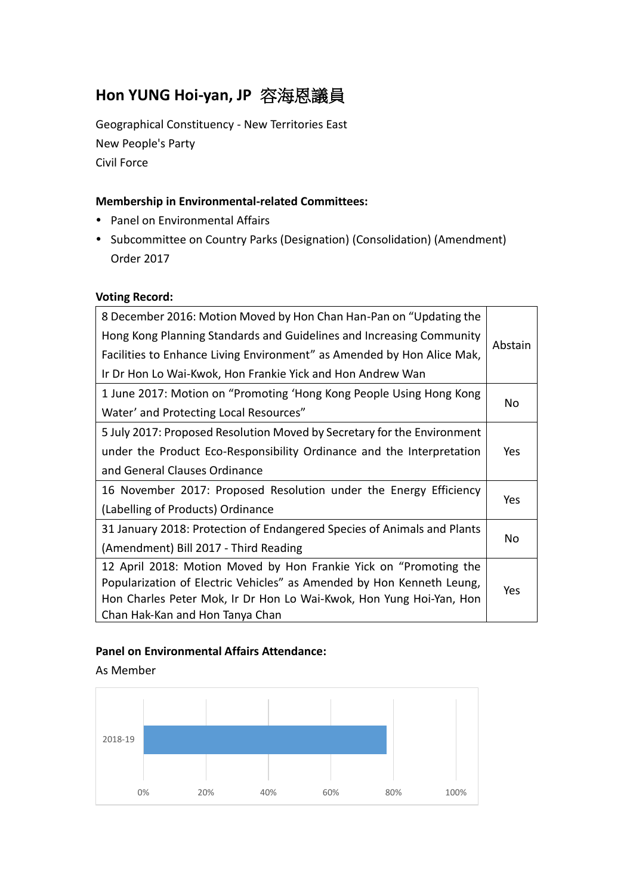# Hon YUNG Hoi-yan, JP 容海恩議員

Geographical Constituency - New Territories East
New People's Party
Civil Force

**Membership in Environmental-related Committees:**

- Panel on Environmental Affairs
- Subcommittee on Country Parks (Designation) (Consolidation) (Amendment) Order 2017

**Voting Record:**

| | |
|---|---|
| 8 December 2016: Motion Moved by Hon Chan Han-Pan on "Updating the Hong Kong Planning Standards and Guidelines and Increasing Community Facilities to Enhance Living Environment" as Amended by Hon Alice Mak, Ir Dr Hon Lo Wai-Kwok, Hon Frankie Yick and Hon Andrew Wan | Abstain |
| 1 June 2017: Motion on "Promoting 'Hong Kong People Using Hong Kong Water' and Protecting Local Resources" | No |
| 5 July 2017: Proposed Resolution Moved by Secretary for the Environment under the Product Eco-Responsibility Ordinance and the Interpretation and General Clauses Ordinance | Yes |
| 16 November 2017: Proposed Resolution under the Energy Efficiency (Labelling of Products) Ordinance | Yes |
| 31 January 2018: Protection of Endangered Species of Animals and Plants (Amendment) Bill 2017 - Third Reading | No |
| 12 April 2018: Motion Moved by Hon Frankie Yick on "Promoting the Popularization of Electric Vehicles" as Amended by Hon Kenneth Leung, Hon Charles Peter Mok, Ir Dr Hon Lo Wai-Kwok, Hon Yung Hoi-Yan, Hon Chan Hak-Kan and Hon Tanya Chan | Yes |

**Panel on Environmental Affairs Attendance:**

As Member

2018-19

0% 20% 40% 60% 80% 100%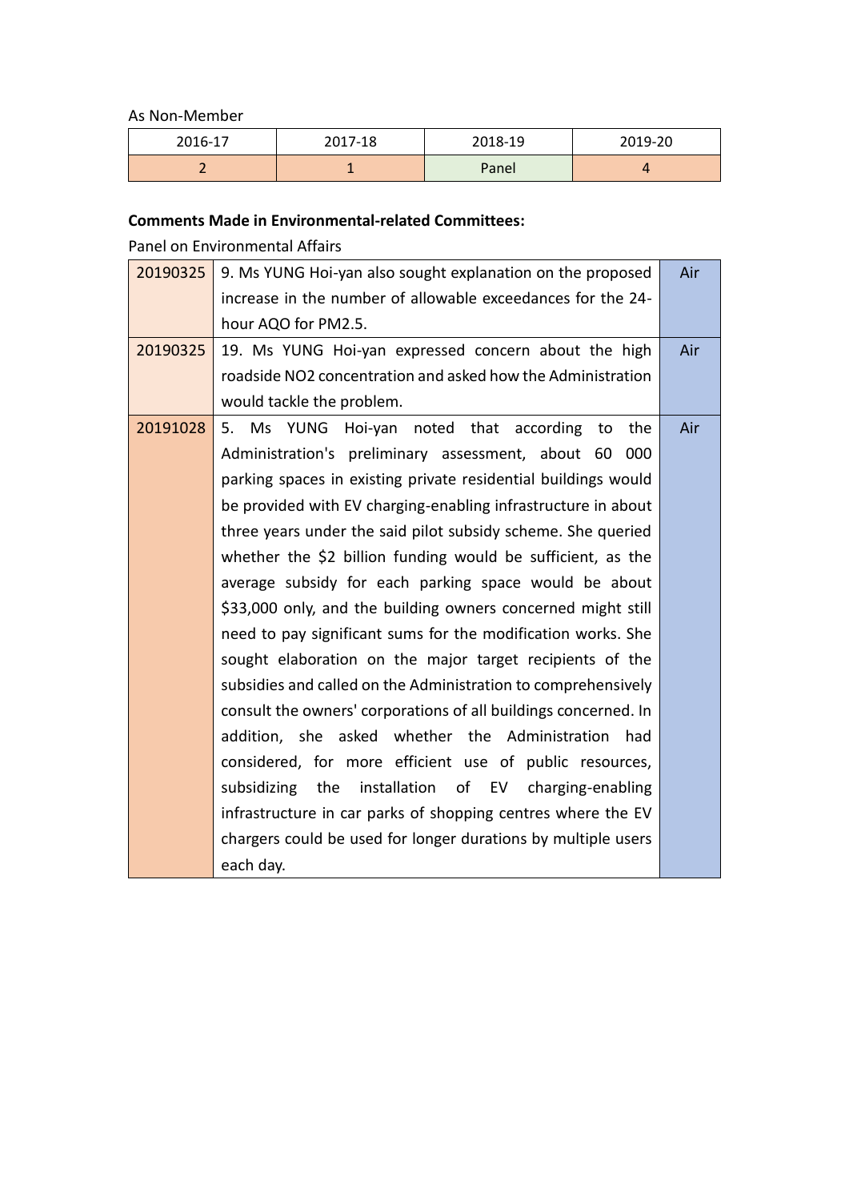As Non-Member

| 2016-17 | 2017-18 | 2018-19 | 2019-20 |
| --- | --- | --- | --- |
| 2 | 1 | Panel | 4 |

**Comments Made in Environmental-related Committees:**

Panel on Environmental Affairs

| | | |
| --- | --- | --- |
| 20190325 | 9. Ms YUNG Hoi-yan also sought explanation on the proposed increase in the number of allowable exceedances for the 24-hour AQO for PM2.5. | Air |
| 20190325 | 19. Ms YUNG Hoi-yan expressed concern about the high roadside NO2 concentration and asked how the Administration would tackle the problem. | Air |
| 20191028 | 5. Ms YUNG Hoi-yan noted that according to the Administration's preliminary assessment, about 60 000 parking spaces in existing private residential buildings would be provided with EV charging-enabling infrastructure in about three years under the said pilot subsidy scheme. She queried whether the $2 billion funding would be sufficient, as the average subsidy for each parking space would be about $33,000 only, and the building owners concerned might still need to pay significant sums for the modification works. She sought elaboration on the major target recipients of the subsidies and called on the Administration to comprehensively consult the owners' corporations of all buildings concerned. In addition, she asked whether the Administration had considered, for more efficient use of public resources, subsidizing the installation of EV charging-enabling infrastructure in car parks of shopping centres where the EV chargers could be used for longer durations by multiple users each day. | Air |